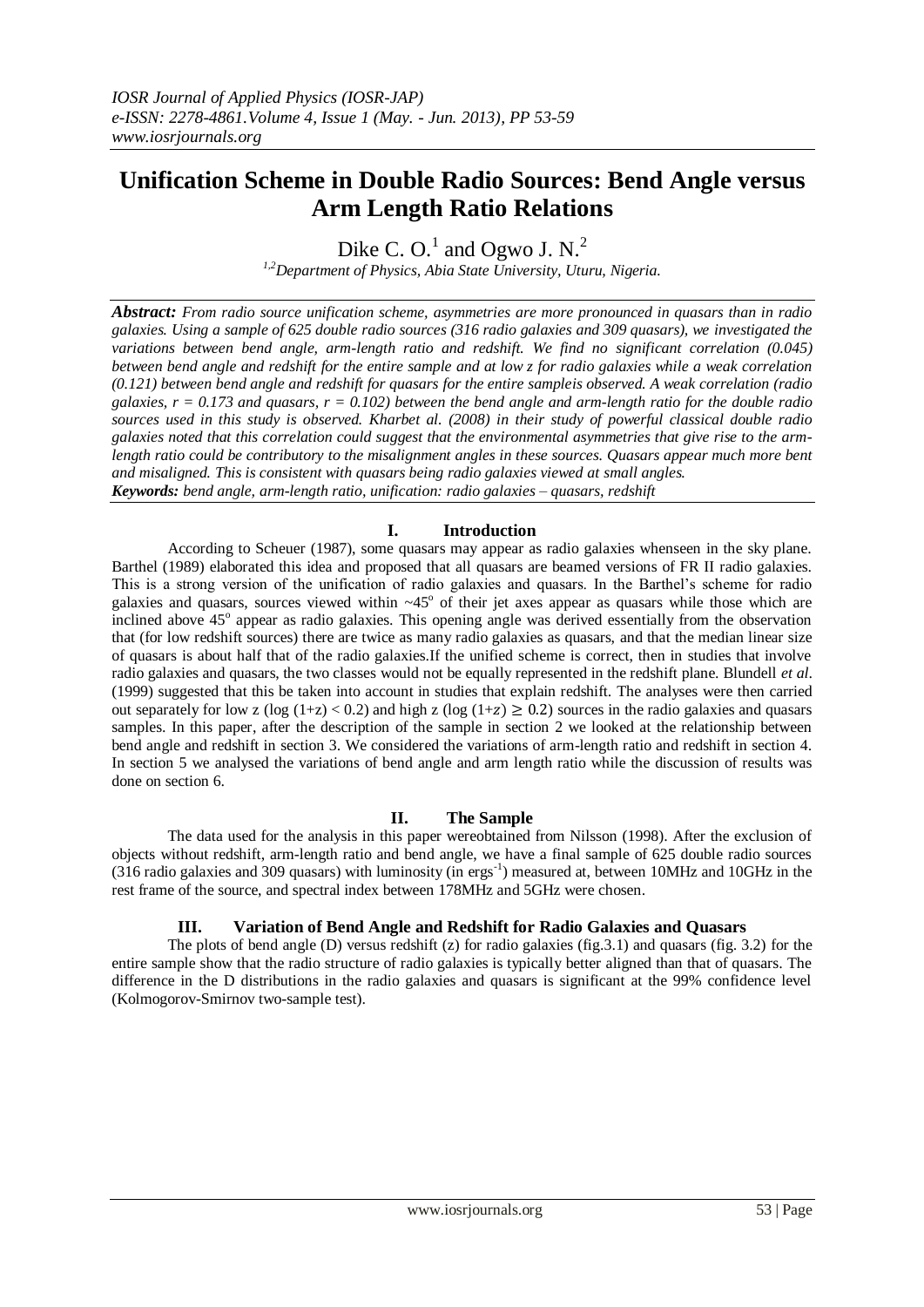# Unification Scheme in Double Radio Sources: Bend Angle versus Arm Length Ratio Relations

Dike C. O.[1] and Ogwo J. N.[2]

[1,2]*Department of Physics, Abia State University, Uturu, Nigeria.*

***Abstract:*** *From radio source unification scheme, asymmetries are more pronounced in quasars than in radio galaxies. Using a sample of 625 double radio sources (316 radio galaxies and 309 quasars), we investigated the variations between bend angle, arm-length ratio and redshift. We find no significant correlation (0.045) between bend angle and redshift for the entire sample and at low z for radio galaxies while a weak correlation (0.121) between bend angle and redshift for quasars for the entire sampleis observed. A weak correlation (radio galaxies, r = 0.173 and quasars, r = 0.102) between the bend angle and arm-length ratio for the double radio sources used in this study is observed. Kharbet al. (2008) in their study of powerful classical double radio galaxies noted that this correlation could suggest that the environmental asymmetries that give rise to the arm-length ratio could be contributory to the misalignment angles in these sources. Quasars appear much more bent and misaligned. This is consistent with quasars being radio galaxies viewed at small angles.*

***Keywords:*** *bend angle, arm-length ratio, unification: radio galaxies – quasars, redshift*

## I. Introduction

According to Scheuer (1987), some quasars may appear as radio galaxies whenseen in the sky plane. Barthel (1989) elaborated this idea and proposed that all quasars are beamed versions of FR II radio galaxies. This is a strong version of the unification of radio galaxies and quasars. In the Barthel's scheme for radio galaxies and quasars, sources viewed within ~45$^{o}$ of their jet axes appear as quasars while those which are inclined above 45$^{o}$ appear as radio galaxies. This opening angle was derived essentially from the observation that (for low redshift sources) there are twice as many radio galaxies as quasars, and that the median linear size of quasars is about half that of the radio galaxies.If the unified scheme is correct, then in studies that involve radio galaxies and quasars, the two classes would not be equally represented in the redshift plane. Blundell *et al*. (1999) suggested that this be taken into account in studies that explain redshift. The analyses were then carried out separately for low z ($\log(1+z) < 0.2$) and high z ($\log(1+z) \geq 0.2$) sources in the radio galaxies and quasars samples. In this paper, after the description of the sample in section 2 we looked at the relationship between bend angle and redshift in section 3. We considered the variations of arm-length ratio and redshift in section 4. In section 5 we analysed the variations of bend angle and arm length ratio while the discussion of results was done on section 6.

## II. The Sample

The data used for the analysis in this paper wereobtained from Nilsson (1998). After the exclusion of objects without redshift, arm-length ratio and bend angle, we have a final sample of 625 double radio sources (316 radio galaxies and 309 quasars) with luminosity (in ergs$^{-1}$) measured at, between 10MHz and 10GHz in the rest frame of the source, and spectral index between 178MHz and 5GHz were chosen.

## III. Variation of Bend Angle and Redshift for Radio Galaxies and Quasars

The plots of bend angle (D) versus redshift (z) for radio galaxies (fig.3.1) and quasars (fig. 3.2) for the entire sample show that the radio structure of radio galaxies is typically better aligned than that of quasars. The difference in the D distributions in the radio galaxies and quasars is significant at the 99% confidence level (Kolmogorov-Smirnov two-sample test).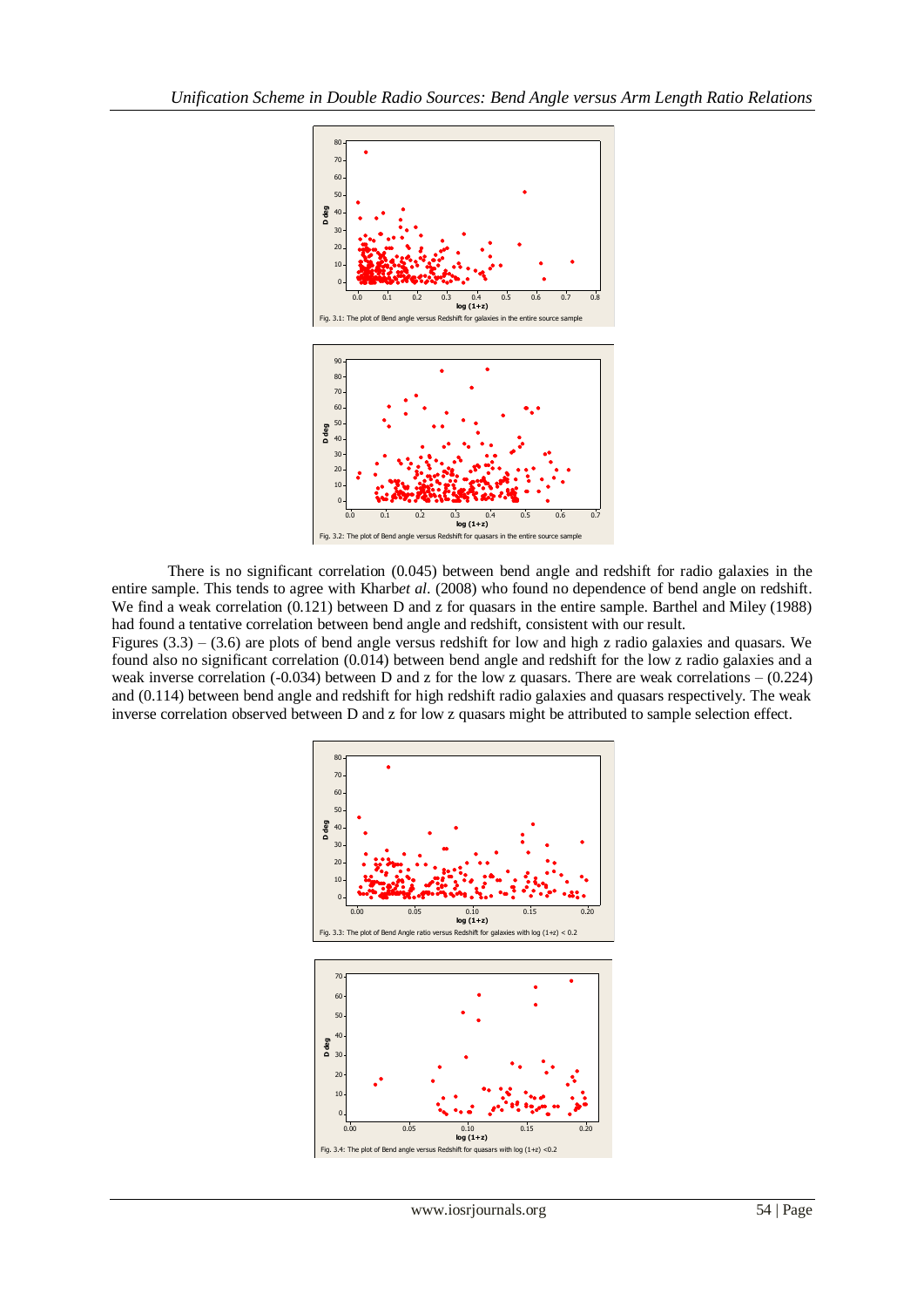Fig. 3.1: The plot of Bend angle versus Redshift for galaxies in the entire source sample

Fig. 3.2: The plot of Bend angle versus Redshift for quasars in the entire source sample

There is no significant correlation (0.045) between bend angle and redshift for radio galaxies in the entire sample. This tends to agree with Kharb*et al.* (2008) who found no dependence of bend angle on redshift. We find a weak correlation (0.121) between D and z for quasars in the entire sample. Barthel and Miley (1988) had found a tentative correlation between bend angle and redshift, consistent with our result.

Figures (3.3) – (3.6) are plots of bend angle versus redshift for low and high z radio galaxies and quasars. We found also no significant correlation (0.014) between bend angle and redshift for the low z radio galaxies and a weak inverse correlation (-0.034) between D and z for the low z quasars. There are weak correlations – (0.224) and (0.114) between bend angle and redshift for high redshift radio galaxies and quasars respectively. The weak inverse correlation observed between D and z for low z quasars might be attributed to sample selection effect.

Fig. 3.3: The plot of Bend Angle ratio versus Redshift for galaxies with log (1+z) < 0.2

Fig. 3.4: The plot of Bend angle versus Redshift for quasars with log (1+z) <0.2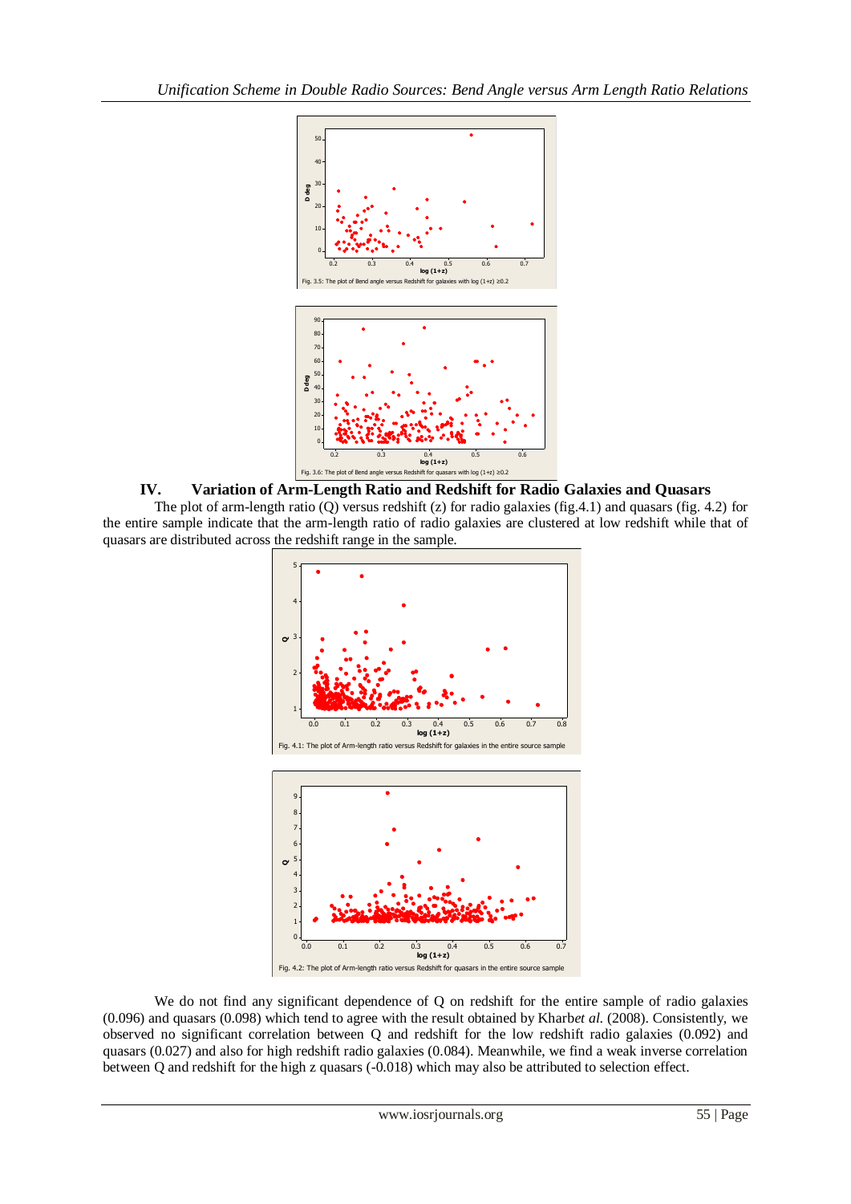Fig. 3.5: The plot of Bend angle versus Redshift for galaxies with log (1+z) ≥0.2

Fig. 3.6: The plot of Bend angle versus Redshift for quasars with log (1+z) ≥0.2

## IV. Variation of Arm-Length Ratio and Redshift for Radio Galaxies and Quasars

The plot of arm-length ratio (Q) versus redshift (z) for radio galaxies (fig.4.1) and quasars (fig. 4.2) for the entire sample indicate that the arm-length ratio of radio galaxies are clustered at low redshift while that of quasars are distributed across the redshift range in the sample.

Fig. 4.1: The plot of Arm-length ratio versus Redshift for galaxies in the entire source sample

Fig. 4.2: The plot of Arm-length ratio versus Redshift for quasars in the entire source sample

We do not find any significant dependence of Q on redshift for the entire sample of radio galaxies (0.096) and quasars (0.098) which tend to agree with the result obtained by Kharb*et al.* (2008). Consistently, we observed no significant correlation between Q and redshift for the low redshift radio galaxies (0.092) and quasars (0.027) and also for high redshift radio galaxies (0.084). Meanwhile, we find a weak inverse correlation between Q and redshift for the high z quasars (-0.018) which may also be attributed to selection effect.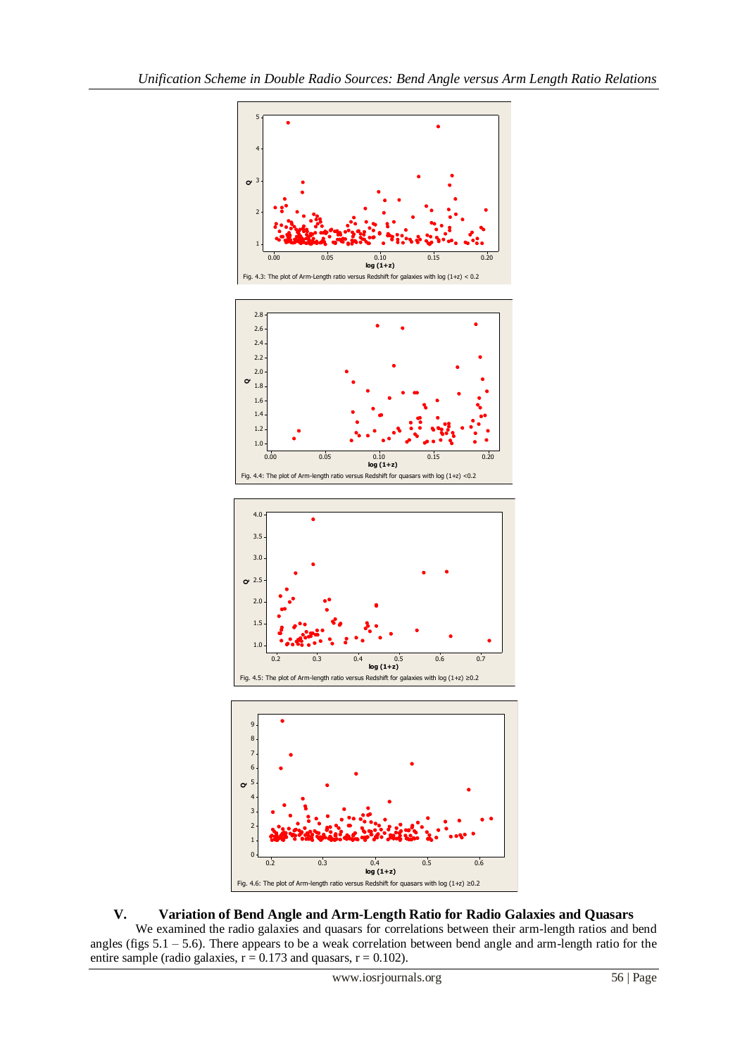Fig. 4.3: The plot of Arm-Length ratio versus Redshift for galaxies with log (1+z) < 0.2

Fig. 4.4: The plot of Arm-length ratio versus Redshift for quasars with log (1+z) <0.2

Fig. 4.5: The plot of Arm-length ratio versus Redshift for galaxies with log (1+z) ≥0.2

Fig. 4.6: The plot of Arm-length ratio versus Redshift for quasars with log (1+z) ≥0.2

## V. Variation of Bend Angle and Arm-Length Ratio for Radio Galaxies and Quasars

We examined the radio galaxies and quasars for correlations between their arm-length ratios and bend angles (figs 5.1 – 5.6). There appears to be a weak correlation between bend angle and arm-length ratio for the entire sample (radio galaxies, $r = 0.173$ and quasars, $r = 0.102$).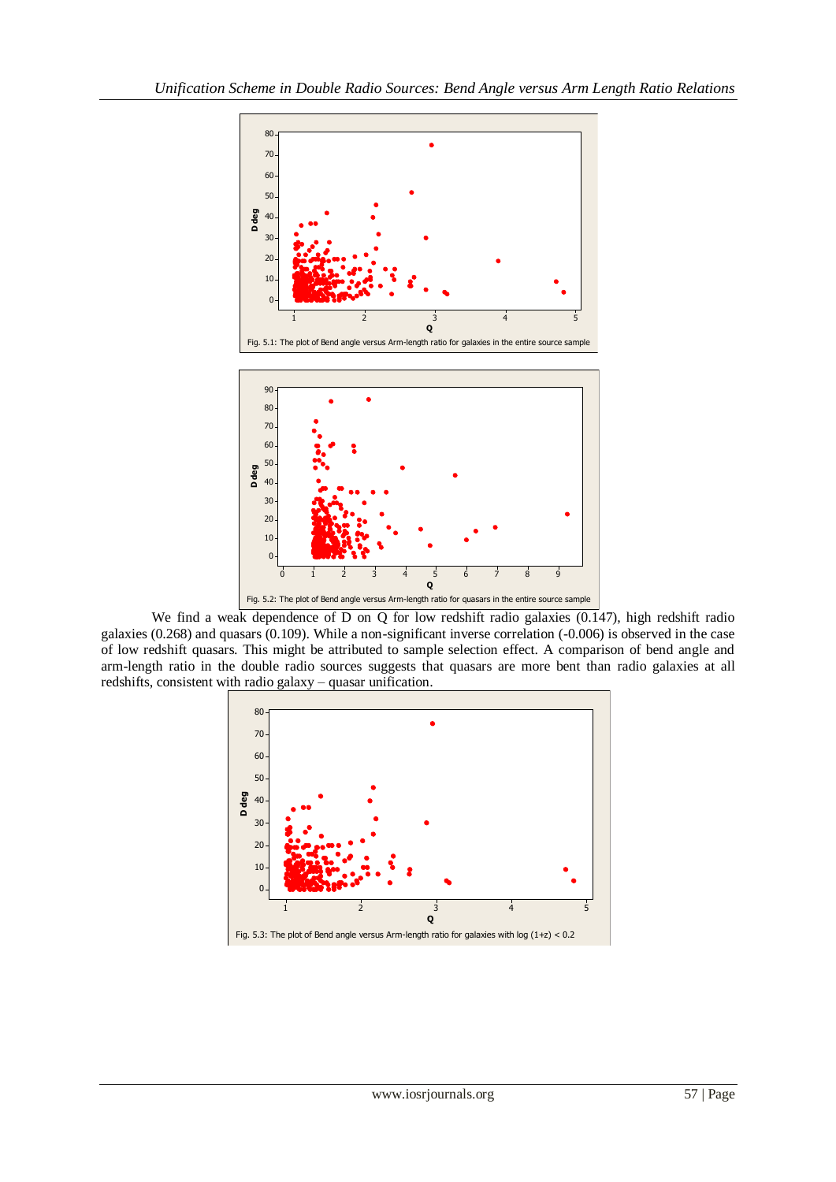Fig. 5.1: The plot of Bend angle versus Arm-length ratio for galaxies in the entire source sample

Fig. 5.2: The plot of Bend angle versus Arm-length ratio for quasars in the entire source sample

We find a weak dependence of D on Q for low redshift radio galaxies (0.147), high redshift radio galaxies (0.268) and quasars (0.109). While a non-significant inverse correlation (-0.006) is observed in the case of low redshift quasars. This might be attributed to sample selection effect. A comparison of bend angle and arm-length ratio in the double radio sources suggests that quasars are more bent than radio galaxies at all redshifts, consistent with radio galaxy – quasar unification.

Fig. 5.3: The plot of Bend angle versus Arm-length ratio for galaxies with log (1+z) < 0.2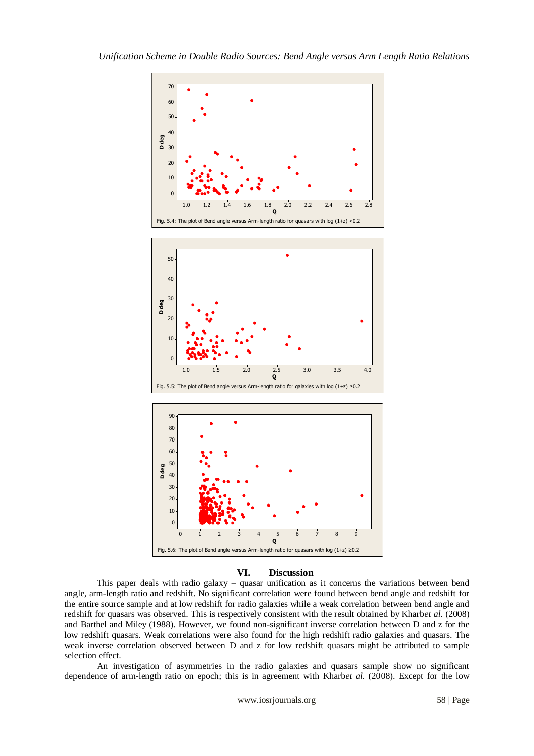Fig. 5.4: The plot of Bend angle versus Arm-length ratio for quasars with log (1+z) <0.2

Fig. 5.5: The plot of Bend angle versus Arm-length ratio for galaxies with log (1+z) ≥0.2

Fig. 5.6: The plot of Bend angle versus Arm-length ratio for quasars with log (1+z) ≥0.2

## VI. Discussion

This paper deals with radio galaxy – quasar unification as it concerns the variations between bend angle, arm-length ratio and redshift. No significant correlation were found between bend angle and redshift for the entire source sample and at low redshift for radio galaxies while a weak correlation between bend angle and redshift for quasars was observed. This is respectively consistent with the result obtained by Kharb*et al.* (2008) and Barthel and Miley (1988). However, we found non-significant inverse correlation between D and z for the low redshift quasars. Weak correlations were also found for the high redshift radio galaxies and quasars. The weak inverse correlation observed between D and z for low redshift quasars might be attributed to sample selection effect.

An investigation of asymmetries in the radio galaxies and quasars sample show no significant dependence of arm-length ratio on epoch; this is in agreement with Kharb*et al.* (2008). Except for the low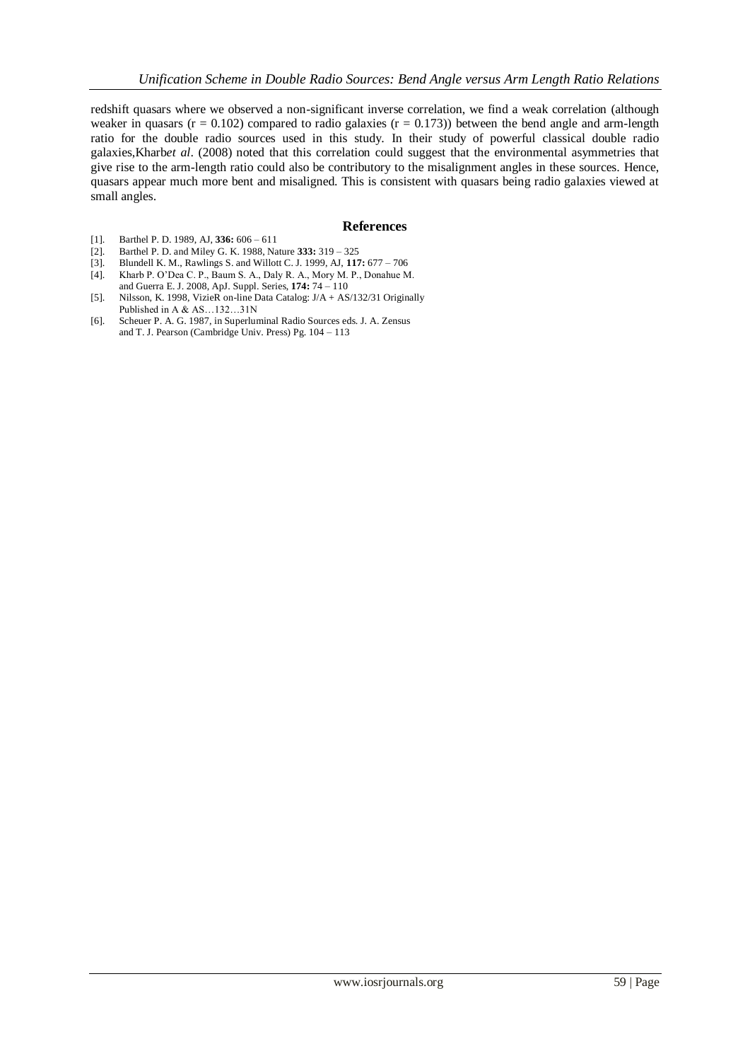redshift quasars where we observed a non-significant inverse correlation, we find a weak correlation (although weaker in quasars ($r = 0.102$) compared to radio galaxies ($r = 0.173$)) between the bend angle and arm-length ratio for the double radio sources used in this study. In their study of powerful classical double radio galaxies,Kharb*et al*. (2008) noted that this correlation could suggest that the environmental asymmetries that give rise to the arm-length ratio could also be contributory to the misalignment angles in these sources. Hence, quasars appear much more bent and misaligned. This is consistent with quasars being radio galaxies viewed at small angles.

## References

[1]. Barthel P. D. 1989, AJ, **336:** 606 – 611

[2]. Barthel P. D. and Miley G. K. 1988, Nature **333:** 319 – 325

[3]. Blundell K. M., Rawlings S. and Willott C. J. 1999, AJ, **117:** 677 – 706

[4]. Kharb P. O'Dea C. P., Baum S. A., Daly R. A., Mory M. P., Donahue M. and Guerra E. J. 2008, ApJ. Suppl. Series, **174:** 74 – 110

[5]. Nilsson, K. 1998, VizieR on-line Data Catalog: J/A + AS/132/31 Originally Published in A & AS…132…31N

[6]. Scheuer P. A. G. 1987, in Superluminal Radio Sources eds. J. A. Zensus and T. J. Pearson (Cambridge Univ. Press) Pg. 104 – 113